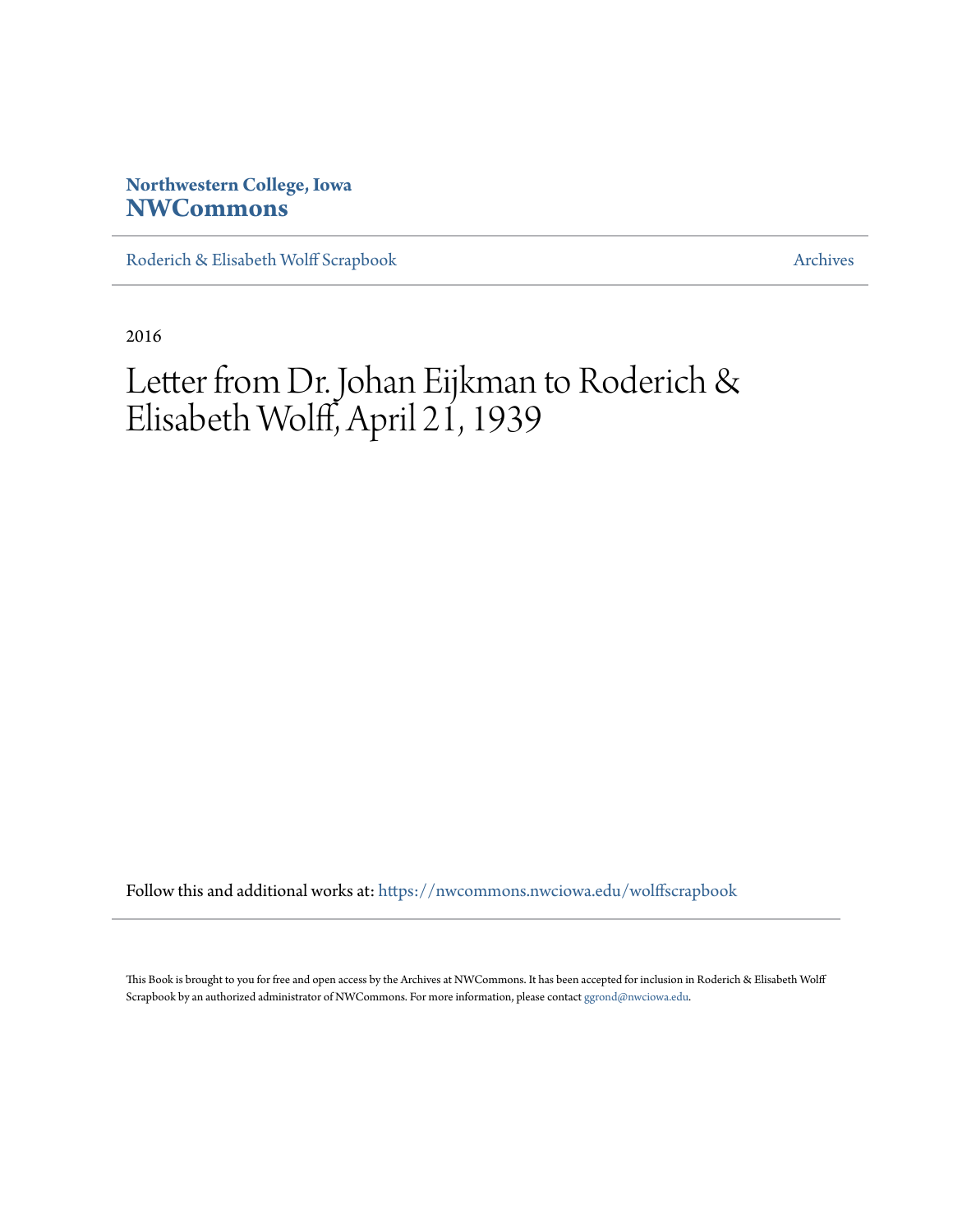**Northwestern College, Iowa**
**NWCommons**

Roderich & Elisabeth Wolff Scrapbook | Archives

2016

# Letter from Dr. Johan Eijkman to Roderich & Elisabeth Wolff, April 21, 1939

Follow this and additional works at: https://nwcommons.nwciowa.edu/wolffscrapbook

This Book is brought to you for free and open access by the Archives at NWCommons. It has been accepted for inclusion in Roderich & Elisabeth Wolff Scrapbook by an authorized administrator of NWCommons. For more information, please contact ggrond@nwciowa.edu.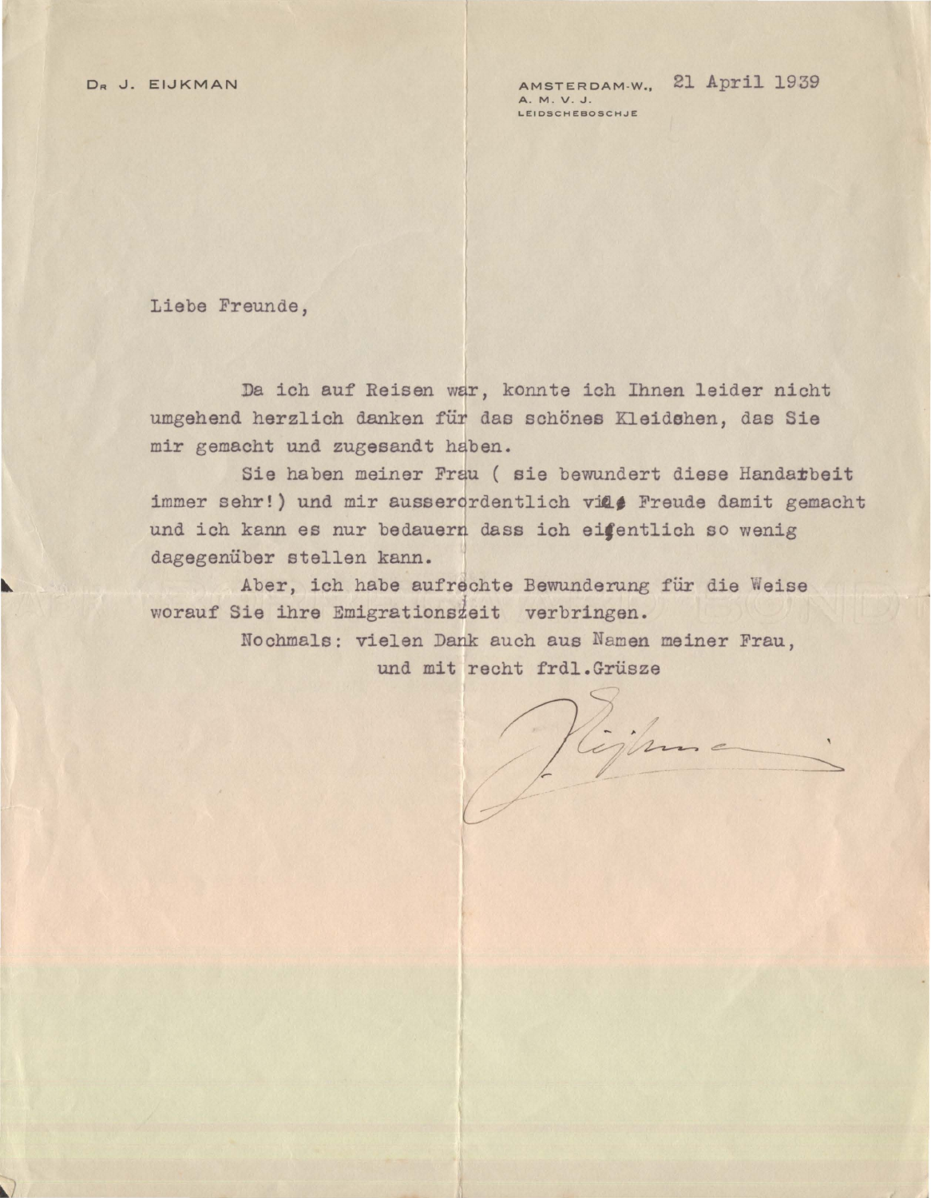Dr J. EIJKMAN

AMSTERDAM-W., 21 April 1939
A. M. V. J.
LEIDSCHEBOSCHJE

Liebe Freunde,

Da ich auf Reisen war, konnte ich Ihnen leider nicht umgehend herzlich danken für das schönes Kleidchen, das Sie mir gemacht und zugesandt haben.

Sie haben meiner Frau ( sie bewundert diese Handarbeit immer sehr!) und mir ausserordentlich viel Freude damit gemacht und ich kann es nur bedauern dass ich eigentlich so wenig dagegenüber stellen kann.

Aber, ich habe aufrechte Bewunderung für die Weise worauf Sie ihre Emigrationszeit verbringen.

Nochmals: vielen Dank auch aus Namen meiner Frau,

und mit recht frdl.Grüsze

J. Eijkman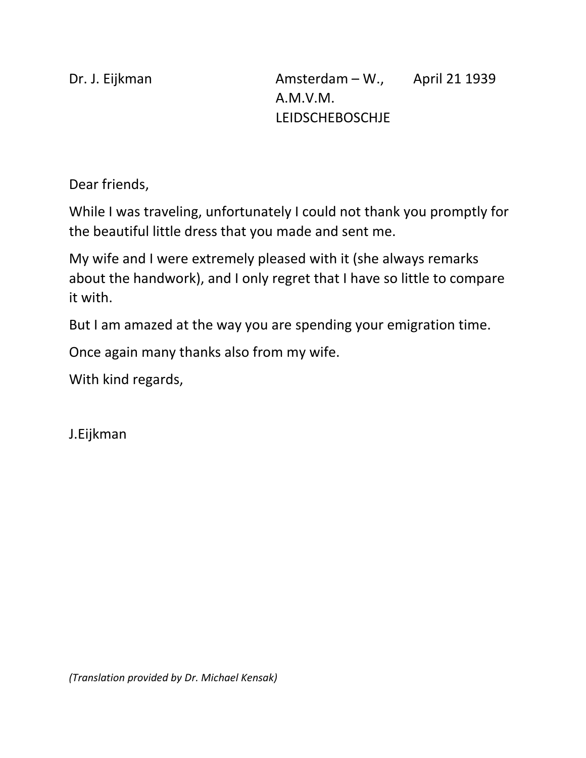Dr. J. Eijkman

Amsterdam – W., April 21 1939
A.M.V.M.
LEIDSCHEBOSCHJE

Dear friends,

While I was traveling, unfortunately I could not thank you promptly for the beautiful little dress that you made and sent me.

My wife and I were extremely pleased with it (she always remarks about the handwork), and I only regret that I have so little to compare it with.

But I am amazed at the way you are spending your emigration time.

Once again many thanks also from my wife.

With kind regards,

J.Eijkman

*(Translation provided by Dr. Michael Kensak)*